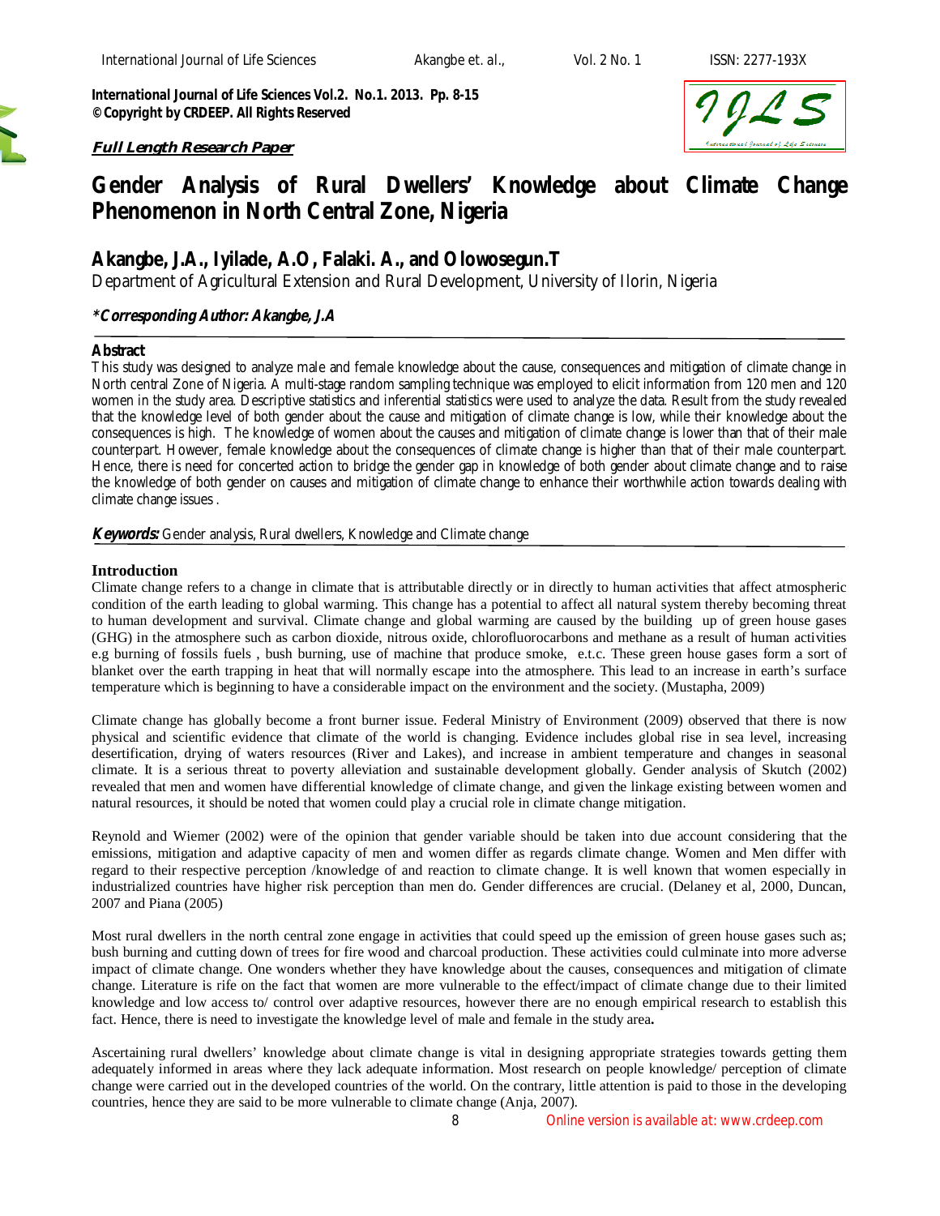**International Journal of Life Sciences Vol.2. No.1. 2013. Pp. 8-15**
**©Copyright by CRDEEP. All Rights Reserved**

***Full Length Research Paper***

# Gender Analysis of Rural Dwellers' Knowledge about Climate Change Phenomenon in North Central Zone, Nigeria

## Akangbe, J.A., Iyilade, A.O, Falaki. A., and Olowosegun.T

Department of Agricultural Extension and Rural Development, University of Ilorin, Nigeria

***\*Corresponding Author: Akangbe, J.A***

### Abstract

This study was designed to analyze male and female knowledge about the cause, consequences and mitigation of climate change in North central Zone of Nigeria. A multi-stage random sampling technique was employed to elicit information from 120 men and 120 women in the study area. Descriptive statistics and inferential statistics were used to analyze the data. Result from the study revealed that the knowledge level of both gender about the cause and mitigation of climate change is low, while their knowledge about the consequences is high. The knowledge of women about the causes and mitigation of climate change is lower than that of their male counterpart. However, female knowledge about the consequences of climate change is higher than that of their male counterpart. Hence, there is need for concerted action to bridge the gender gap in knowledge of both gender about climate change and to raise the knowledge of both gender on causes and mitigation of climate change to enhance their worthwhile action towards dealing with climate change issues .

***Keywords:*** Gender analysis, Rural dwellers, Knowledge and Climate change

### Introduction

Climate change refers to a change in climate that is attributable directly or in directly to human activities that affect atmospheric condition of the earth leading to global warming. This change has a potential to affect all natural system thereby becoming threat to human development and survival. Climate change and global warming are caused by the building up of green house gases (GHG) in the atmosphere such as carbon dioxide, nitrous oxide, chlorofluorocarbons and methane as a result of human activities e.g burning of fossils fuels , bush burning, use of machine that produce smoke, e.t.c. These green house gases form a sort of blanket over the earth trapping in heat that will normally escape into the atmosphere. This lead to an increase in earth's surface temperature which is beginning to have a considerable impact on the environment and the society. (Mustapha, 2009)

Climate change has globally become a front burner issue. Federal Ministry of Environment (2009) observed that there is now physical and scientific evidence that climate of the world is changing. Evidence includes global rise in sea level, increasing desertification, drying of waters resources (River and Lakes), and increase in ambient temperature and changes in seasonal climate. It is a serious threat to poverty alleviation and sustainable development globally. Gender analysis of Skutch (2002) revealed that men and women have differential knowledge of climate change, and given the linkage existing between women and natural resources, it should be noted that women could play a crucial role in climate change mitigation.

Reynold and Wiemer (2002) were of the opinion that gender variable should be taken into due account considering that the emissions, mitigation and adaptive capacity of men and women differ as regards climate change. Women and Men differ with regard to their respective perception /knowledge of and reaction to climate change. It is well known that women especially in industrialized countries have higher risk perception than men do. Gender differences are crucial. (Delaney et al, 2000, Duncan, 2007 and Piana (2005)

Most rural dwellers in the north central zone engage in activities that could speed up the emission of green house gases such as; bush burning and cutting down of trees for fire wood and charcoal production. These activities could culminate into more adverse impact of climate change. One wonders whether they have knowledge about the causes, consequences and mitigation of climate change. Literature is rife on the fact that women are more vulnerable to the effect/impact of climate change due to their limited knowledge and low access to/ control over adaptive resources, however there are no enough empirical research to establish this fact. Hence, there is need to investigate the knowledge level of male and female in the study area**.**

Ascertaining rural dwellers' knowledge about climate change is vital in designing appropriate strategies towards getting them adequately informed in areas where they lack adequate information. Most research on people knowledge/ perception of climate change were carried out in the developed countries of the world. On the contrary, little attention is paid to those in the developing countries, hence they are said to be more vulnerable to climate change (Anja, 2007).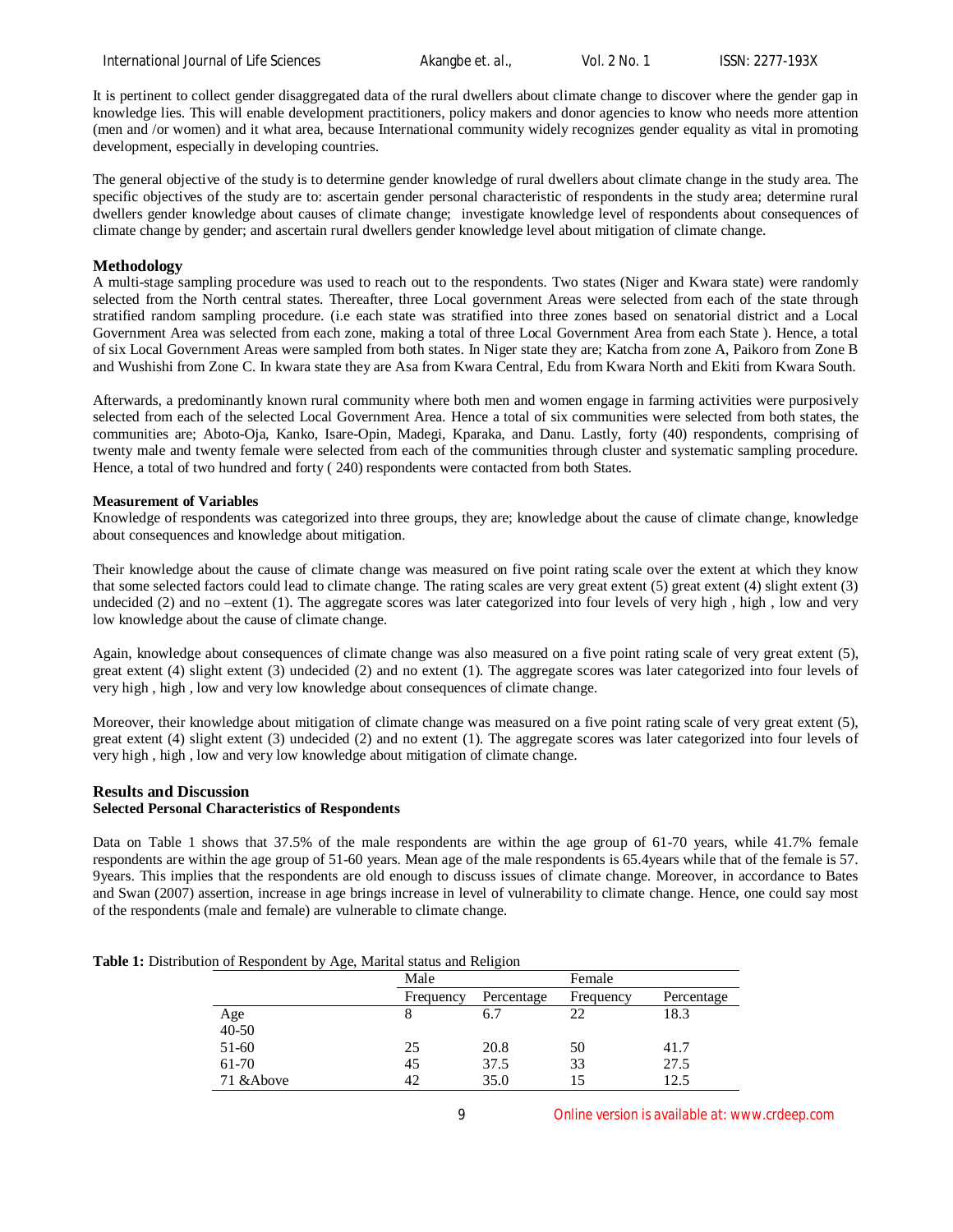It is pertinent to collect gender disaggregated data of the rural dwellers about climate change to discover where the gender gap in knowledge lies. This will enable development practitioners, policy makers and donor agencies to know who needs more attention (men and /or women) and it what area, because International community widely recognizes gender equality as vital in promoting development, especially in developing countries.

The general objective of the study is to determine gender knowledge of rural dwellers about climate change in the study area. The specific objectives of the study are to: ascertain gender personal characteristic of respondents in the study area; determine rural dwellers gender knowledge about causes of climate change; investigate knowledge level of respondents about consequences of climate change by gender; and ascertain rural dwellers gender knowledge level about mitigation of climate change.

## Methodology

A multi-stage sampling procedure was used to reach out to the respondents. Two states (Niger and Kwara state) were randomly selected from the North central states. Thereafter, three Local government Areas were selected from each of the state through stratified random sampling procedure. (i.e each state was stratified into three zones based on senatorial district and a Local Government Area was selected from each zone, making a total of three Local Government Area from each State ). Hence, a total of six Local Government Areas were sampled from both states. In Niger state they are; Katcha from zone A, Paikoro from Zone B and Wushishi from Zone C. In kwara state they are Asa from Kwara Central, Edu from Kwara North and Ekiti from Kwara South.

Afterwards, a predominantly known rural community where both men and women engage in farming activities were purposively selected from each of the selected Local Government Area. Hence a total of six communities were selected from both states, the communities are; Aboto-Oja, Kanko, Isare-Opin, Madegi, Kparaka, and Danu. Lastly, forty (40) respondents, comprising of twenty male and twenty female were selected from each of the communities through cluster and systematic sampling procedure. Hence, a total of two hundred and forty ( 240) respondents were contacted from both States.

### Measurement of Variables

Knowledge of respondents was categorized into three groups, they are; knowledge about the cause of climate change, knowledge about consequences and knowledge about mitigation.

Their knowledge about the cause of climate change was measured on five point rating scale over the extent at which they know that some selected factors could lead to climate change. The rating scales are very great extent (5) great extent (4) slight extent (3) undecided (2) and no –extent (1). The aggregate scores was later categorized into four levels of very high , high , low and very low knowledge about the cause of climate change.

Again, knowledge about consequences of climate change was also measured on a five point rating scale of very great extent (5), great extent (4) slight extent (3) undecided (2) and no extent (1). The aggregate scores was later categorized into four levels of very high , high , low and very low knowledge about consequences of climate change.

Moreover, their knowledge about mitigation of climate change was measured on a five point rating scale of very great extent (5), great extent (4) slight extent (3) undecided (2) and no extent (1). The aggregate scores was later categorized into four levels of very high , high , low and very low knowledge about mitigation of climate change.

## Results and Discussion

### Selected Personal Characteristics of Respondents

Data on Table 1 shows that 37.5% of the male respondents are within the age group of 61-70 years, while 41.7% female respondents are within the age group of 51-60 years. Mean age of the male respondents is 65.4years while that of the female is 57. 9years. This implies that the respondents are old enough to discuss issues of climate change. Moreover, in accordance to Bates and Swan (2007) assertion, increase in age brings increase in level of vulnerability to climate change. Hence, one could say most of the respondents (male and female) are vulnerable to climate change.

**Table 1:** Distribution of Respondent by Age, Marital status and Religion

| | Male | | Female | |
|---|---|---|---|---|
| | Frequency | Percentage | Frequency | Percentage |
| Age | | | | |
| 40-50 | 8 | 6.7 | 22 | 18.3 |
| 51-60 | 25 | 20.8 | 50 | 41.7 |
| 61-70 | 45 | 37.5 | 33 | 27.5 |
| 71 &Above | 42 | 35.0 | 15 | 12.5 |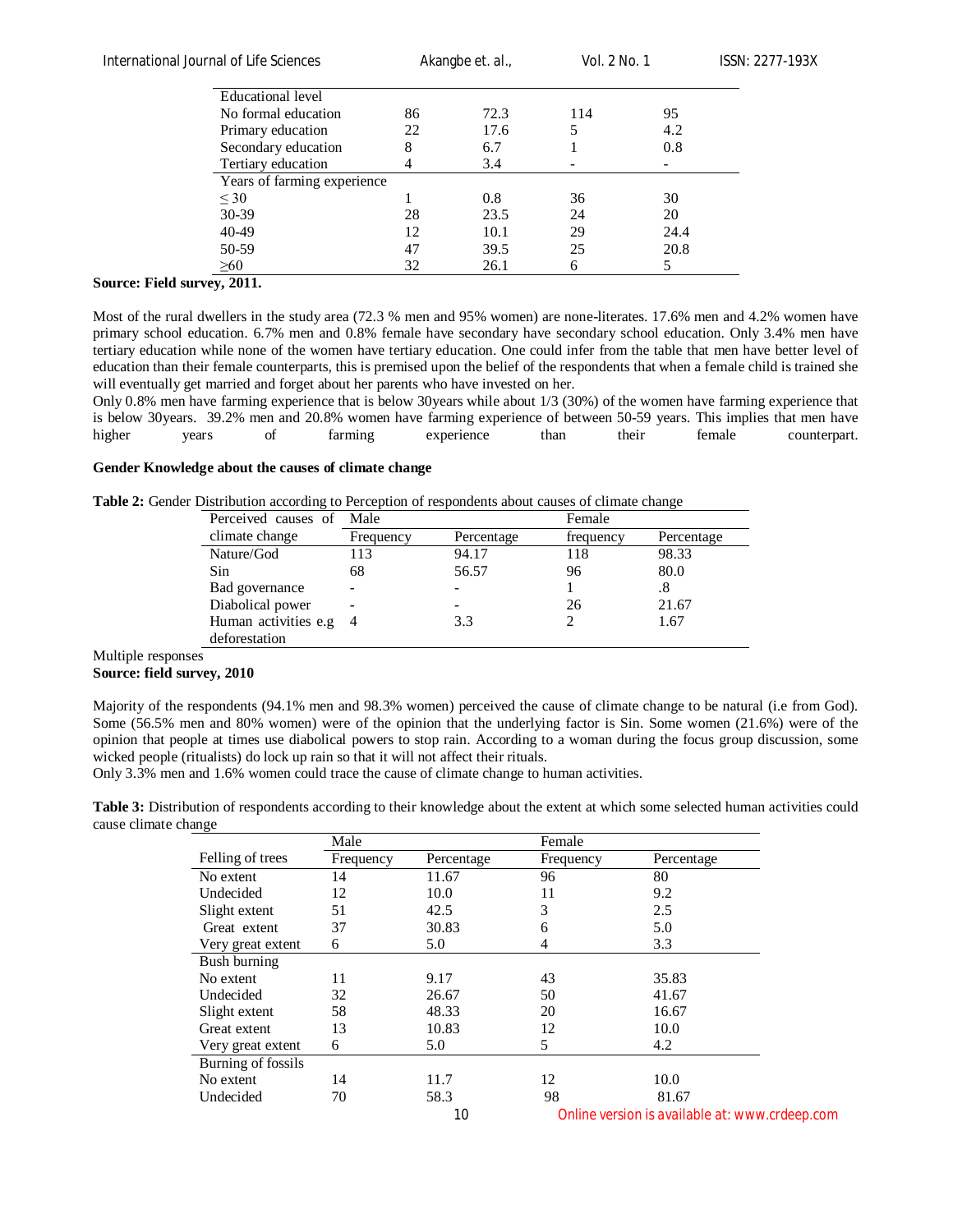| Educational level | | | | |
|---|---|---|---|---|
| No formal education | 86 | 72.3 | 114 | 95 |
| Primary education | 22 | 17.6 | 5 | 4.2 |
| Secondary education | 8 | 6.7 | 1 | 0.8 |
| Tertiary education | 4 | 3.4 | - | - |
| Years of farming experience | | | | |
| ≤ 30 | 1 | 0.8 | 36 | 30 |
| 30-39 | 28 | 23.5 | 24 | 20 |
| 40-49 | 12 | 10.1 | 29 | 24.4 |
| 50-59 | 47 | 39.5 | 25 | 20.8 |
| ≥60 | 32 | 26.1 | 6 | 5 |

**Source: Field survey, 2011.**

Most of the rural dwellers in the study area (72.3 % men and 95% women) are none-literates. 17.6% men and 4.2% women have primary school education. 6.7% men and 0.8% female have secondary have secondary school education. Only 3.4% men have tertiary education while none of the women have tertiary education. One could infer from the table that men have better level of education than their female counterparts, this is premised upon the belief of the respondents that when a female child is trained she will eventually get married and forget about her parents who have invested on her.

Only 0.8% men have farming experience that is below 30years while about 1/3 (30%) of the women have farming experience that is below 30years. 39.2% men and 20.8% women have farming experience of between 50-59 years. This implies that men have higher years of farming experience than their female counterpart.

**Gender Knowledge about the causes of climate change**

**Table 2:** Gender Distribution according to Perception of respondents about causes of climate change

| Perceived causes of climate change | Male | | Female | |
|---|---|---|---|---|
| | Frequency | Percentage | frequency | Percentage |
| Nature/God | 113 | 94.17 | 118 | 98.33 |
| Sin | 68 | 56.57 | 96 | 80.0 |
| Bad governance | - | - | 1 | .8 |
| Diabolical power | - | - | 26 | 21.67 |
| Human activities e.g deforestation | 4 | 3.3 | 2 | 1.67 |

Multiple responses

**Source: field survey, 2010**

Majority of the respondents (94.1% men and 98.3% women) perceived the cause of climate change to be natural (i.e from God). Some (56.5% men and 80% women) were of the opinion that the underlying factor is Sin. Some women (21.6%) were of the opinion that people at times use diabolical powers to stop rain. According to a woman during the focus group discussion, some wicked people (ritualists) do lock up rain so that it will not affect their rituals.

Only 3.3% men and 1.6% women could trace the cause of climate change to human activities.

**Table 3:** Distribution of respondents according to their knowledge about the extent at which some selected human activities could cause climate change

| | Male | | Female | |
|---|---|---|---|---|
| Felling of trees | Frequency | Percentage | Frequency | Percentage |
| No extent | 14 | 11.67 | 96 | 80 |
| Undecided | 12 | 10.0 | 11 | 9.2 |
| Slight extent | 51 | 42.5 | 3 | 2.5 |
| Great extent | 37 | 30.83 | 6 | 5.0 |
| Very great extent | 6 | 5.0 | 4 | 3.3 |
| Bush burning | | | | |
| No extent | 11 | 9.17 | 43 | 35.83 |
| Undecided | 32 | 26.67 | 50 | 41.67 |
| Slight extent | 58 | 48.33 | 20 | 16.67 |
| Great extent | 13 | 10.83 | 12 | 10.0 |
| Very great extent | 6 | 5.0 | 5 | 4.2 |
| Burning of fossils | | | | |
| No extent | 14 | 11.7 | 12 | 10.0 |
| Undecided | 70 | 58.3 | 98 | 81.67 |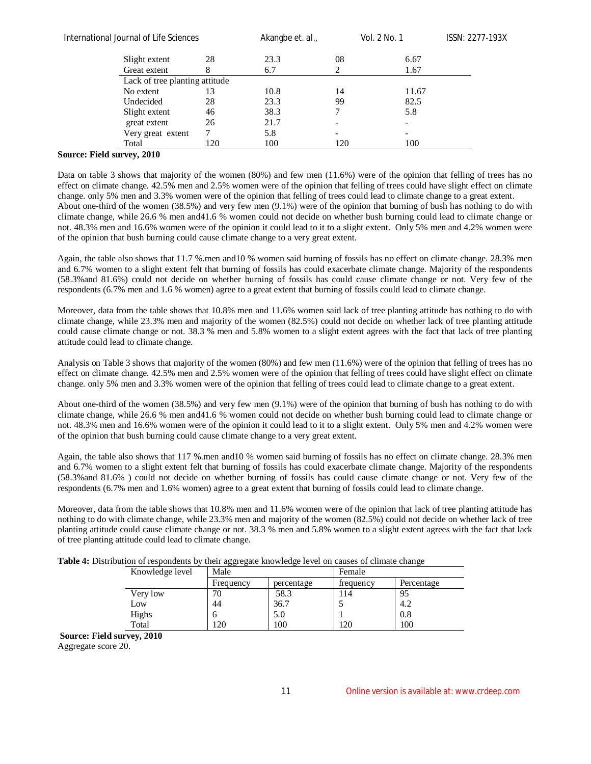| | | | | |
|---|---|---|---|---|
| Slight extent | 28 | 23.3 | 08 | 6.67 |
| Great extent | 8 | 6.7 | 2 | 1.67 |
| Lack of tree planting attitude | | | | |
| No extent | 13 | 10.8 | 14 | 11.67 |
| Undecided | 28 | 23.3 | 99 | 82.5 |
| Slight extent | 46 | 38.3 | 7 | 5.8 |
| great extent | 26 | 21.7 | - | - |
| Very great extent | 7 | 5.8 | - | - |
| Total | 120 | 100 | 120 | 100 |

**Source: Field survey, 2010**

Data on table 3 shows that majority of the women (80%) and few men (11.6%) were of the opinion that felling of trees has no effect on climate change. 42.5% men and 2.5% women were of the opinion that felling of trees could have slight effect on climate change. only 5% men and 3.3% women were of the opinion that felling of trees could lead to climate change to a great extent. About one-third of the women (38.5%) and very few men (9.1%) were of the opinion that burning of bush has nothing to do with climate change, while 26.6 % men and41.6 % women could not decide on whether bush burning could lead to climate change or not. 48.3% men and 16.6% women were of the opinion it could lead to it to a slight extent. Only 5% men and 4.2% women were of the opinion that bush burning could cause climate change to a very great extent.

Again, the table also shows that 11.7 %.men and10 % women said burning of fossils has no effect on climate change. 28.3% men and 6.7% women to a slight extent felt that burning of fossils has could exacerbate climate change. Majority of the respondents (58.3%and 81.6%) could not decide on whether burning of fossils has could cause climate change or not. Very few of the respondents (6.7% men and 1.6 % women) agree to a great extent that burning of fossils could lead to climate change.

Moreover, data from the table shows that 10.8% men and 11.6% women said lack of tree planting attitude has nothing to do with climate change, while 23.3% men and majority of the women (82.5%) could not decide on whether lack of tree planting attitude could cause climate change or not. 38.3 % men and 5.8% women to a slight extent agrees with the fact that lack of tree planting attitude could lead to climate change.

Analysis on Table 3 shows that majority of the women (80%) and few men (11.6%) were of the opinion that felling of trees has no effect on climate change. 42.5% men and 2.5% women were of the opinion that felling of trees could have slight effect on climate change. only 5% men and 3.3% women were of the opinion that felling of trees could lead to climate change to a great extent.

About one-third of the women (38.5%) and very few men (9.1%) were of the opinion that burning of bush has nothing to do with climate change, while 26.6 % men and41.6 % women could not decide on whether bush burning could lead to climate change or not. 48.3% men and 16.6% women were of the opinion it could lead to it to a slight extent. Only 5% men and 4.2% women were of the opinion that bush burning could cause climate change to a very great extent.

Again, the table also shows that 117 %.men and10 % women said burning of fossils has no effect on climate change. 28.3% men and 6.7% women to a slight extent felt that burning of fossils has could exacerbate climate change. Majority of the respondents (58.3%and 81.6% ) could not decide on whether burning of fossils has could cause climate change or not. Very few of the respondents (6.7% men and 1.6% women) agree to a great extent that burning of fossils could lead to climate change.

Moreover, data from the table shows that 10.8% men and 11.6% women were of the opinion that lack of tree planting attitude has nothing to do with climate change, while 23.3% men and majority of the women (82.5%) could not decide on whether lack of tree planting attitude could cause climate change or not. 38.3 % men and 5.8% women to a slight extent agrees with the fact that lack of tree planting attitude could lead to climate change.

**Table 4:** Distribution of respondents by their aggregate knowledge level on causes of climate change

| Knowledge level | Male | | Female | |
|---|---|---|---|---|
| | Frequency | percentage | frequency | Percentage |
| Very low | 70 | 58.3 | 114 | 95 |
| Low | 44 | 36.7 | 5 | 4.2 |
| Highs | 6 | 5.0 | 1 | 0.8 |
| Total | 120 | 100 | 120 | 100 |

**Source: Field survey, 2010**

Aggregate score 20.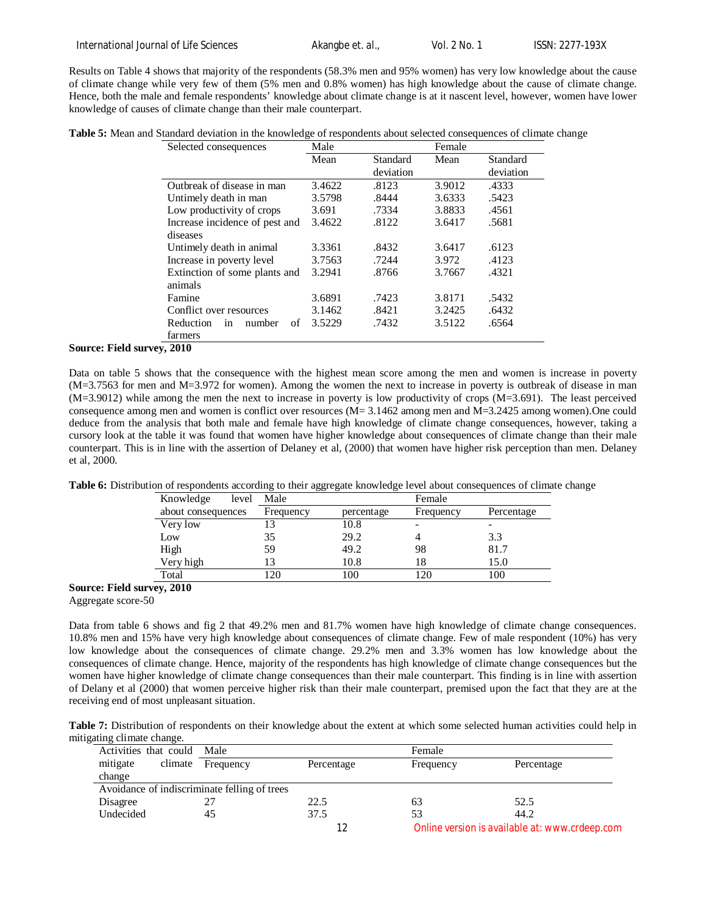Results on Table 4 shows that majority of the respondents (58.3% men and 95% women) has very low knowledge about the cause of climate change while very few of them (5% men and 0.8% women) has high knowledge about the cause of climate change. Hence, both the male and female respondents' knowledge about climate change is at it nascent level, however, women have lower knowledge of causes of climate change than their male counterpart.

**Table 5:** Mean and Standard deviation in the knowledge of respondents about selected consequences of climate change

| Selected consequences | Male | | Female | |
|---|---|---|---|---|
| | Mean | Standard deviation | Mean | Standard deviation |
| Outbreak of disease in man | 3.4622 | .8123 | 3.9012 | .4333 |
| Untimely death in man | 3.5798 | .8444 | 3.6333 | .5423 |
| Low productivity of crops | 3.691 | .7334 | 3.8833 | .4561 |
| Increase incidence of pest and diseases | 3.4622 | .8122 | 3.6417 | .5681 |
| Untimely death in animal | 3.3361 | .8432 | 3.6417 | .6123 |
| Increase in poverty level | 3.7563 | .7244 | 3.972 | .4123 |
| Extinction of some plants and animals | 3.2941 | .8766 | 3.7667 | .4321 |
| Famine | 3.6891 | .7423 | 3.8171 | .5432 |
| Conflict over resources | 3.1462 | .8421 | 3.2425 | .6432 |
| Reduction in number of farmers | 3.5229 | .7432 | 3.5122 | .6564 |

**Source: Field survey, 2010**

Data on table 5 shows that the consequence with the highest mean score among the men and women is increase in poverty (M=3.7563 for men and M=3.972 for women). Among the women the next to increase in poverty is outbreak of disease in man (M=3.9012) while among the men the next to increase in poverty is low productivity of crops (M=3.691). The least perceived consequence among men and women is conflict over resources (M= 3.1462 among men and M=3.2425 among women).One could deduce from the analysis that both male and female have high knowledge of climate change consequences, however, taking a cursory look at the table it was found that women have higher knowledge about consequences of climate change than their male counterpart. This is in line with the assertion of Delaney et al, (2000) that women have higher risk perception than men. Delaney et al, 2000.

**Table 6:** Distribution of respondents according to their aggregate knowledge level about consequences of climate change

| Knowledge level about consequences | Male | | Female | |
|---|---|---|---|---|
| | Frequency | percentage | Frequency | Percentage |
| Very low | 13 | 10.8 | - | - |
| Low | 35 | 29.2 | 4 | 3.3 |
| High | 59 | 49.2 | 98 | 81.7 |
| Very high | 13 | 10.8 | 18 | 15.0 |
| Total | 120 | 100 | 120 | 100 |

**Source: Field survey, 2010**

Aggregate score-50

Data from table 6 shows and fig 2 that 49.2% men and 81.7% women have high knowledge of climate change consequences. 10.8% men and 15% have very high knowledge about consequences of climate change. Few of male respondent (10%) has very low knowledge about the consequences of climate change. 29.2% men and 3.3% women has low knowledge about the consequences of climate change. Hence, majority of the respondents has high knowledge of climate change consequences but the women have higher knowledge of climate change consequences than their male counterpart. This finding is in line with assertion of Delany et al (2000) that women perceive higher risk than their male counterpart, premised upon the fact that they are at the receiving end of most unpleasant situation.

**Table 7:** Distribution of respondents on their knowledge about the extent at which some selected human activities could help in mitigating climate change.

| Activities that could mitigate climate change | Male | | Female | |
|---|---|---|---|---|
| | Frequency | Percentage | Frequency | Percentage |
| Avoidance of indiscriminate felling of trees | | | | |
| Disagree | 27 | 22.5 | 63 | 52.5 |
| Undecided | 45 | 37.5 | 53 | 44.2 |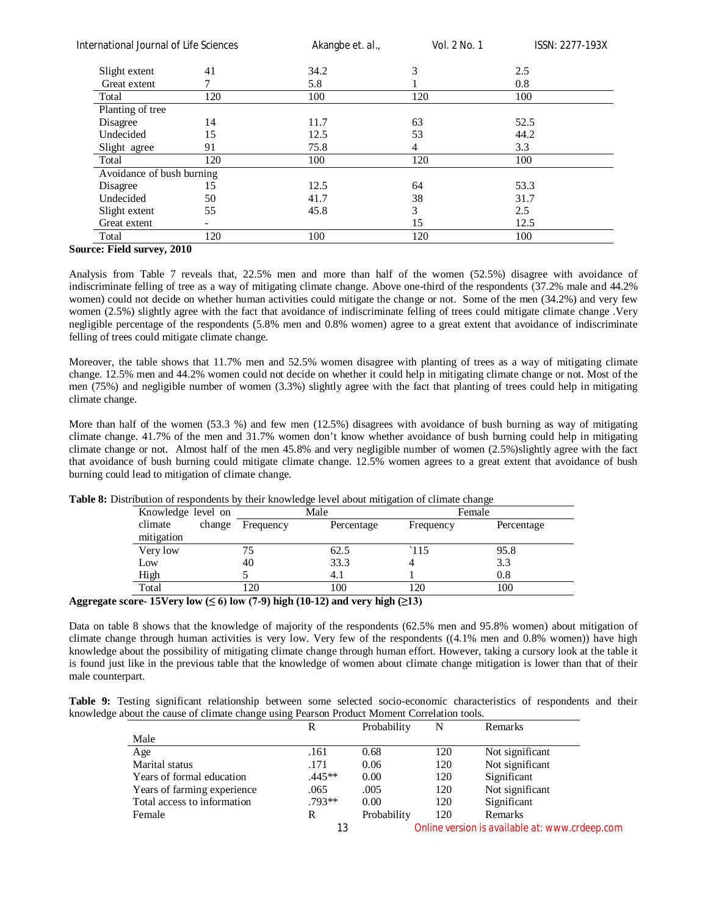| | | | | |
|---|---|---|---|---|
| Slight extent | 41 | 34.2 | 3 | 2.5 |
| Great extent | 7 | 5.8 | 1 | 0.8 |
| Total | 120 | 100 | 120 | 100 |
| Planting of tree | | | | |
| Disagree | 14 | 11.7 | 63 | 52.5 |
| Undecided | 15 | 12.5 | 53 | 44.2 |
| Slight agree | 91 | 75.8 | 4 | 3.3 |
| Total | 120 | 100 | 120 | 100 |
| Avoidance of bush burning | | | | |
| Disagree | 15 | 12.5 | 64 | 53.3 |
| Undecided | 50 | 41.7 | 38 | 31.7 |
| Slight extent | 55 | 45.8 | 3 | 2.5 |
| Great extent | - | | 15 | 12.5 |
| Total | 120 | 100 | 120 | 100 |

**Source: Field survey, 2010**

Analysis from Table 7 reveals that, 22.5% men and more than half of the women (52.5%) disagree with avoidance of indiscriminate felling of tree as a way of mitigating climate change. Above one-third of the respondents (37.2% male and 44.2% women) could not decide on whether human activities could mitigate the change or not. Some of the men (34.2%) and very few women (2.5%) slightly agree with the fact that avoidance of indiscriminate felling of trees could mitigate climate change .Very negligible percentage of the respondents (5.8% men and 0.8% women) agree to a great extent that avoidance of indiscriminate felling of trees could mitigate climate change.

Moreover, the table shows that 11.7% men and 52.5% women disagree with planting of trees as a way of mitigating climate change. 12.5% men and 44.2% women could not decide on whether it could help in mitigating climate change or not. Most of the men (75%) and negligible number of women (3.3%) slightly agree with the fact that planting of trees could help in mitigating climate change.

More than half of the women (53.3 %) and few men (12.5%) disagrees with avoidance of bush burning as way of mitigating climate change. 41.7% of the men and 31.7% women don't know whether avoidance of bush burning could help in mitigating climate change or not. Almost half of the men 45.8% and very negligible number of women (2.5%)slightly agree with the fact that avoidance of bush burning could mitigate climate change. 12.5% women agrees to a great extent that avoidance of bush burning could lead to mitigation of climate change.

**Table 8:** Distribution of respondents by their knowledge level about mitigation of climate change

| Knowledge level on climate change mitigation | Male | | Female | |
|---|---|---|---|---|
| | Frequency | Percentage | Frequency | Percentage |
| Very low | 75 | 62.5 | `115 | 95.8 |
| Low | 40 | 33.3 | 4 | 3.3 |
| High | 5 | 4.1 | 1 | 0.8 |
| Total | 120 | 100 | 120 | 100 |

**Aggregate score- 15Very low (≤ 6) low (7-9) high (10-12) and very high (≥13)**

Data on table 8 shows that the knowledge of majority of the respondents (62.5% men and 95.8% women) about mitigation of climate change through human activities is very low. Very few of the respondents ((4.1% men and 0.8% women)) have high knowledge about the possibility of mitigating climate change through human effort. However, taking a cursory look at the table it is found just like in the previous table that the knowledge of women about climate change mitigation is lower than that of their male counterpart.

**Table 9:** Testing significant relationship between some selected socio-economic characteristics of respondents and their knowledge about the cause of climate change using Pearson Product Moment Correlation tools.

| | R | Probability | N | Remarks |
|---|---|---|---|---|
| Male | | | | |
| Age | .161 | 0.68 | 120 | Not significant |
| Marital status | .171 | 0.06 | 120 | Not significant |
| Years of formal education | .445** | 0.00 | 120 | Significant |
| Years of farming experience | .065 | .005 | 120 | Not significant |
| Total access to information | .793** | 0.00 | 120 | Significant |
| Female | R | Probability | 120 | Remarks |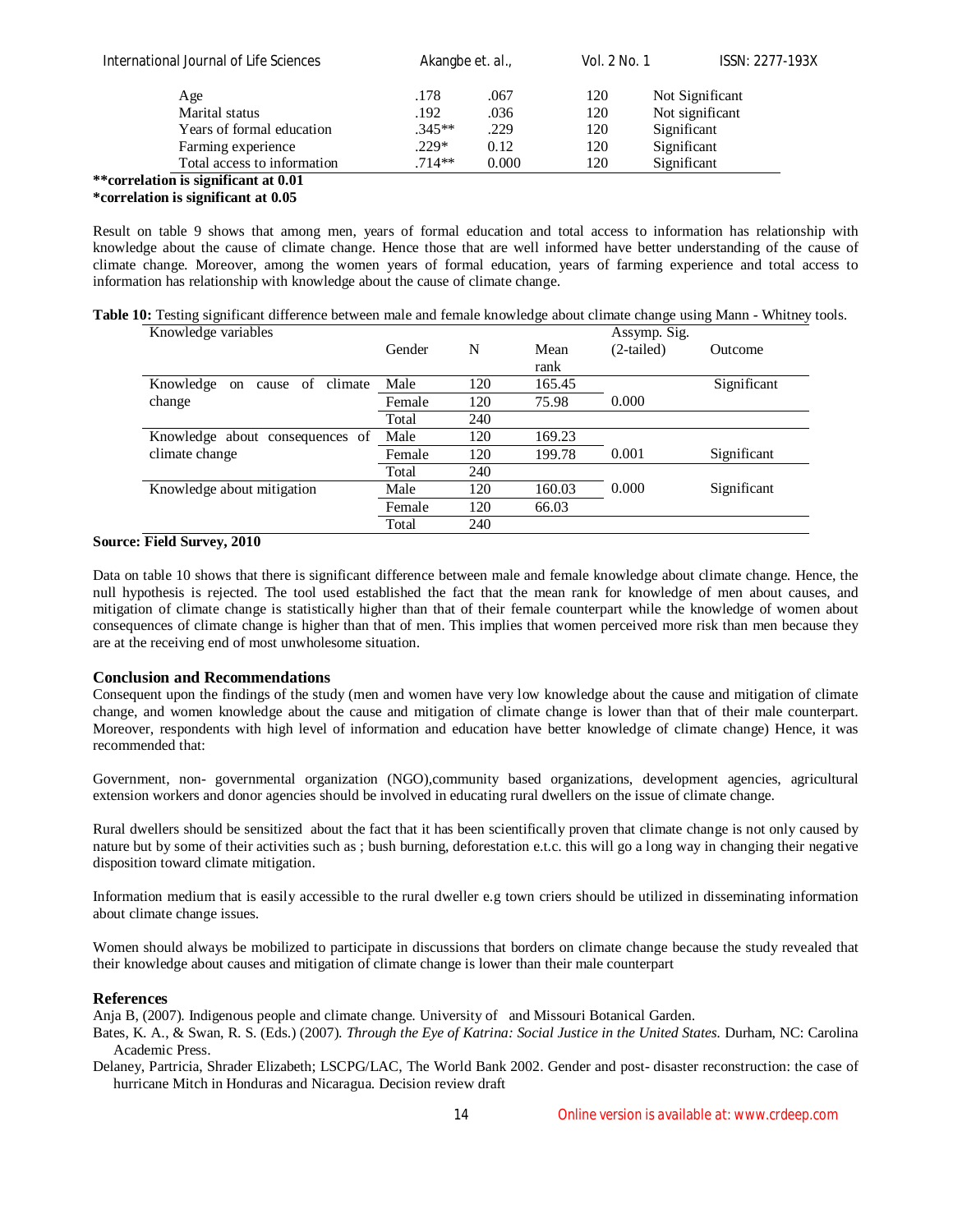| Age | .178 | .067 | 120 | Not Significant |
|---|---|---|---|---|
| Marital status | .192 | .036 | 120 | Not significant |
| Years of formal education | .345** | .229 | 120 | Significant |
| Farming experience | .229* | 0.12 | 120 | Significant |
| Total access to information | .714** | 0.000 | 120 | Significant |

**\*\*correlation is significant at 0.01**
**\*correlation is significant at 0.05**

Result on table 9 shows that among men, years of formal education and total access to information has relationship with knowledge about the cause of climate change. Hence those that are well informed have better understanding of the cause of climate change. Moreover, among the women years of formal education, years of farming experience and total access to information has relationship with knowledge about the cause of climate change.

**Table 10:** Testing significant difference between male and female knowledge about climate change using Mann - Whitney tools.

| Knowledge variables | Gender | N | Mean rank | Assymp. Sig. (2-tailed) | Outcome |
|---|---|---|---|---|---|
| Knowledge on cause of climate change | Male | 120 | 165.45 | | Significant |
| | Female | 120 | 75.98 | 0.000 | |
| | Total | 240 | | | |
| Knowledge about consequences of climate change | Male | 120 | 169.23 | | |
| | Female | 120 | 199.78 | 0.001 | Significant |
| | Total | 240 | | | |
| Knowledge about mitigation | Male | 120 | 160.03 | 0.000 | Significant |
| | Female | 120 | 66.03 | | |
| | Total | 240 | | | |

**Source: Field Survey, 2010**

Data on table 10 shows that there is significant difference between male and female knowledge about climate change. Hence, the null hypothesis is rejected. The tool used established the fact that the mean rank for knowledge of men about causes, and mitigation of climate change is statistically higher than that of their female counterpart while the knowledge of women about consequences of climate change is higher than that of men. This implies that women perceived more risk than men because they are at the receiving end of most unwholesome situation.

### Conclusion and Recommendations

Consequent upon the findings of the study (men and women have very low knowledge about the cause and mitigation of climate change, and women knowledge about the cause and mitigation of climate change is lower than that of their male counterpart. Moreover, respondents with high level of information and education have better knowledge of climate change) Hence, it was recommended that:

Government, non- governmental organization (NGO),community based organizations, development agencies, agricultural extension workers and donor agencies should be involved in educating rural dwellers on the issue of climate change.

Rural dwellers should be sensitized about the fact that it has been scientifically proven that climate change is not only caused by nature but by some of their activities such as ; bush burning, deforestation e.t.c. this will go a long way in changing their negative disposition toward climate mitigation.

Information medium that is easily accessible to the rural dweller e.g town criers should be utilized in disseminating information about climate change issues.

Women should always be mobilized to participate in discussions that borders on climate change because the study revealed that their knowledge about causes and mitigation of climate change is lower than their male counterpart

### References

Anja B, (2007). Indigenous people and climate change. University of and Missouri Botanical Garden.

Bates, K. A., & Swan, R. S. (Eds.) (2007). *Through the Eye of Katrina: Social Justice in the United States.* Durham, NC: Carolina Academic Press.

Delaney, Partricia, Shrader Elizabeth; LSCPG/LAC, The World Bank 2002. Gender and post- disaster reconstruction: the case of hurricane Mitch in Honduras and Nicaragua. Decision review draft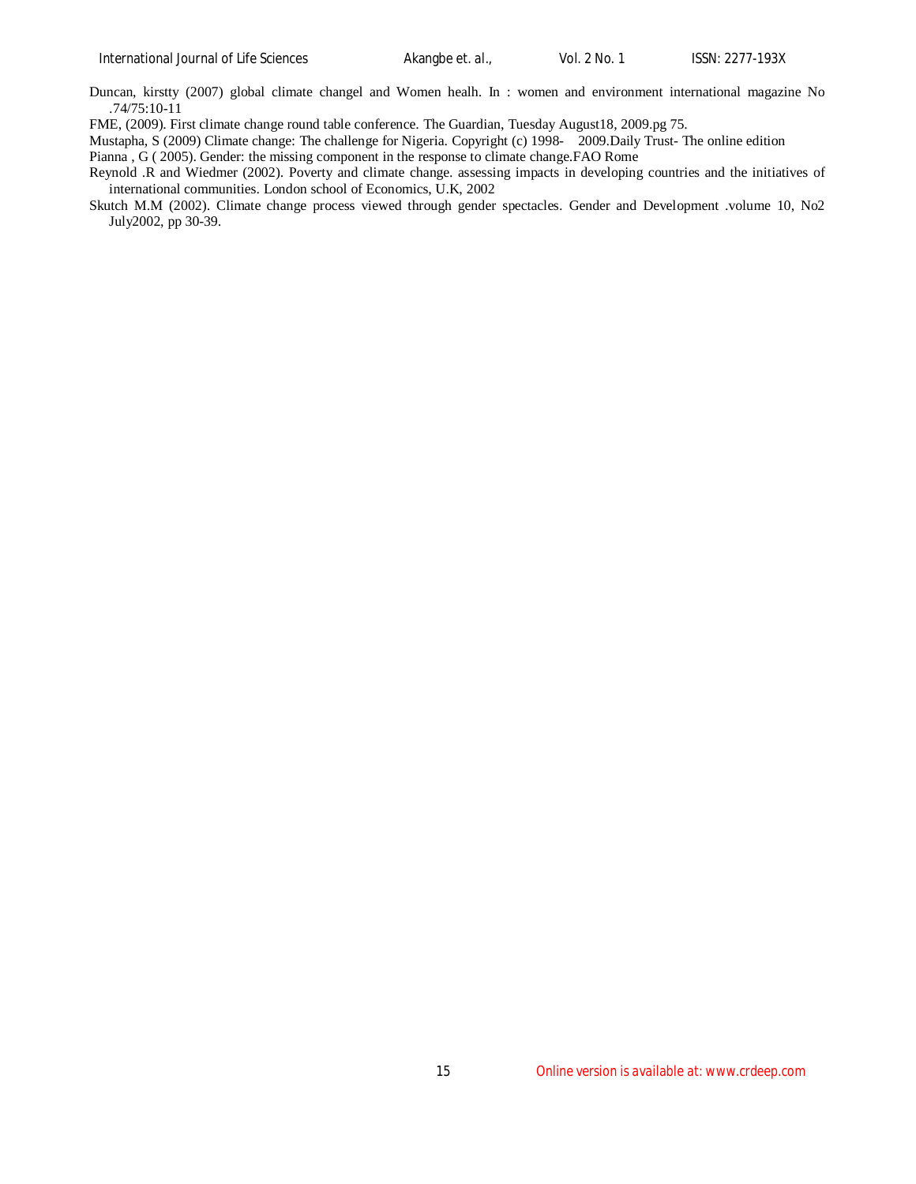Duncan, kirstty (2007) global climate changel and Women healh. In : women and environment international magazine No .74/75:10-11

FME, (2009). First climate change round table conference. The Guardian, Tuesday August18, 2009.pg 75.

Mustapha, S (2009) Climate change: The challenge for Nigeria. Copyright (c) 1998- 2009.Daily Trust- The online edition

Pianna , G ( 2005). Gender: the missing component in the response to climate change.FAO Rome

Reynold .R and Wiedmer (2002). Poverty and climate change. assessing impacts in developing countries and the initiatives of international communities. London school of Economics, U.K, 2002

Skutch M.M (2002). Climate change process viewed through gender spectacles. Gender and Development .volume 10, No2 July2002, pp 30-39.